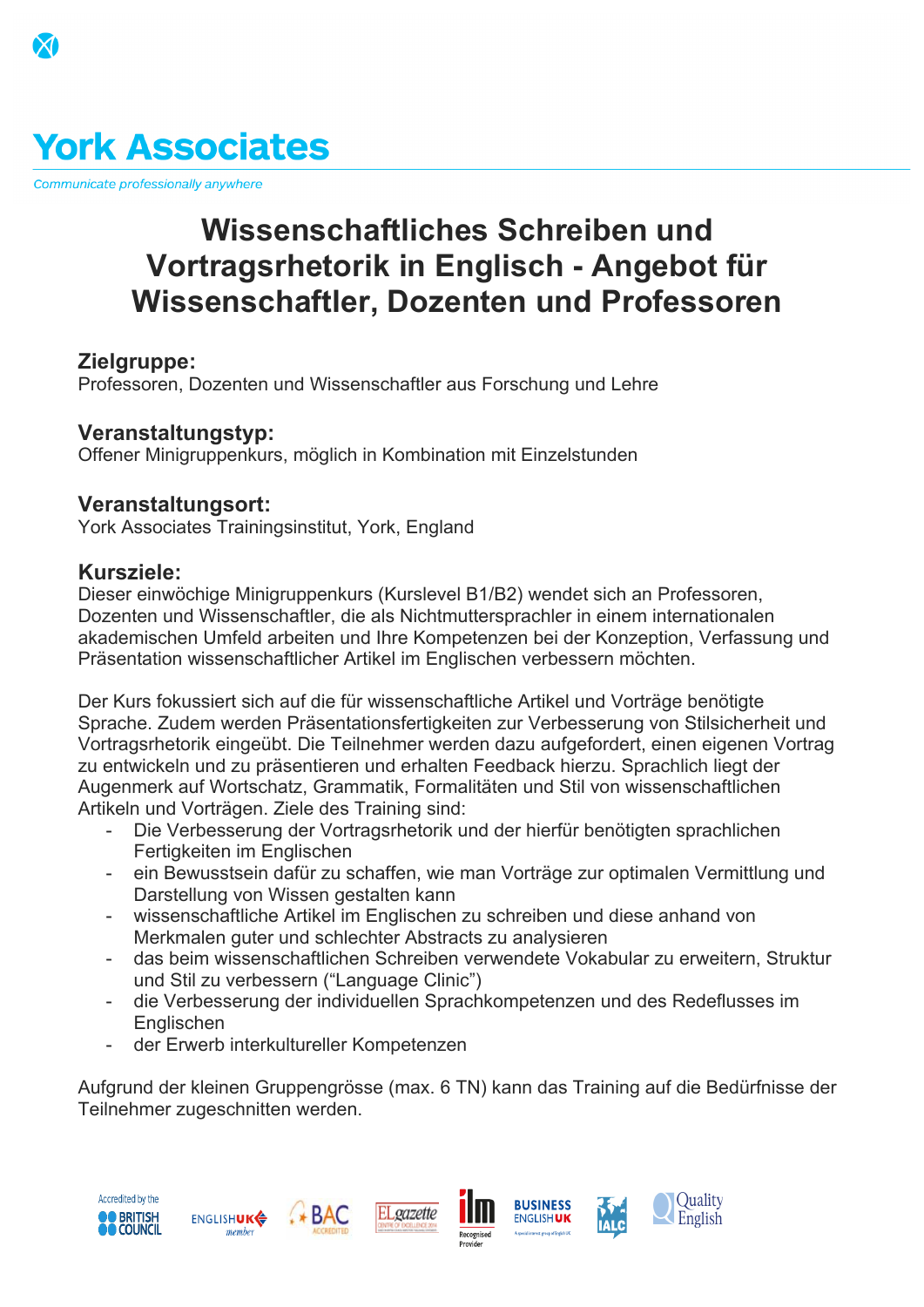York Associates

*Communicate professionally anywhere*

# Wissenschaftliches Schreiben und Vortragsrhetorik in Englisch - Angebot für Wissenschaftler, Dozenten und Professoren

## Zielgruppe:

Professoren, Dozenten und Wissenschaftler aus Forschung und Lehre

## Veranstaltungstyp:

Offener Minigruppenkurs, möglich in Kombination mit Einzelstunden

## Veranstaltungsort:

York Associates Trainingsinstitut, York, England

## Kursziele:

Dieser einwöchige Minigruppenkurs (Kurslevel B1/B2) wendet sich an Professoren, Dozenten und Wissenschaftler, die als Nichtmuttersprachler in einem internationalen akademischen Umfeld arbeiten und Ihre Kompetenzen bei der Konzeption, Verfassung und Präsentation wissenschaftlicher Artikel im Englischen verbessern möchten.

Der Kurs fokussiert sich auf die für wissenschaftliche Artikel und Vorträge benötigte Sprache. Zudem werden Präsentationsfertigkeiten zur Verbesserung von Stilsicherheit und Vortragsrhetorik eingeübt. Die Teilnehmer werden dazu aufgefordert, einen eigenen Vortrag zu entwickeln und zu präsentieren und erhalten Feedback hierzu. Sprachlich liegt der Augenmerk auf Wortschatz, Grammatik, Formalitäten und Stil von wissenschaftlichen Artikeln und Vorträgen. Ziele des Training sind:

- Die Verbesserung der Vortragsrhetorik und der hierfür benötigten sprachlichen Fertigkeiten im Englischen
- ein Bewusstsein dafür zu schaffen, wie man Vorträge zur optimalen Vermittlung und Darstellung von Wissen gestalten kann
- wissenschaftliche Artikel im Englischen zu schreiben und diese anhand von Merkmalen guter und schlechter Abstracts zu analysieren
- das beim wissenschaftlichen Schreiben verwendete Vokabular zu erweitern, Struktur und Stil zu verbessern (“Language Clinic”)
- die Verbesserung der individuellen Sprachkompetenzen und des Redeflusses im Englischen
- der Erwerb interkultureller Kompetenzen

Aufgrund der kleinen Gruppengrösse (max. 6 TN) kann das Training auf die Bedürfnisse der Teilnehmer zugeschnitten werden.

Accredited by the BRITISH COUNCIL · ENGLISHUK member · BAC ACCREDITED · ELgazette · ilm Recognised Provider · BUSINESS ENGLISHUK · IALC · Quality English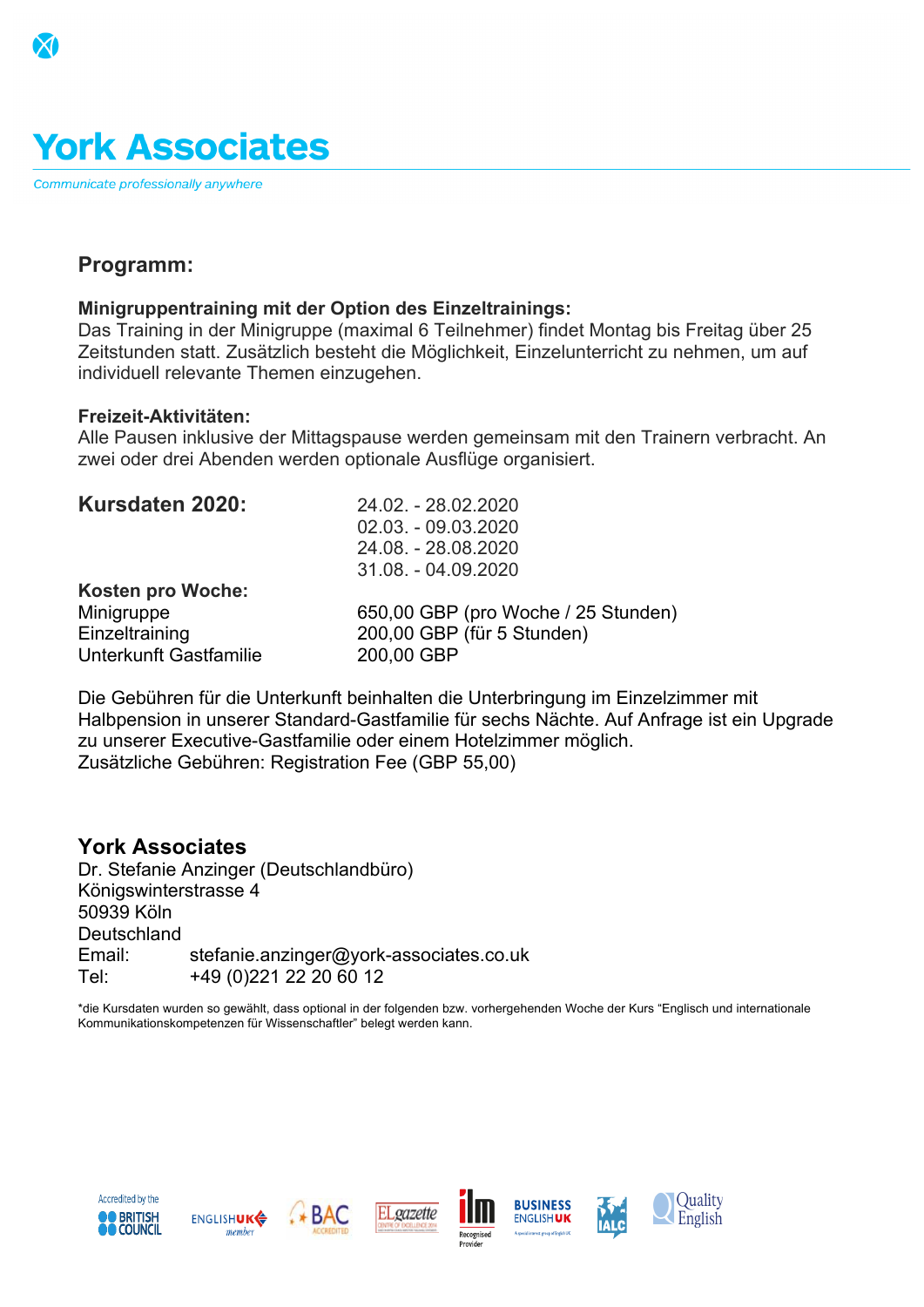# York Associates

*Communicate professionally anywhere*

## Programm:

**Minigruppentraining mit der Option des Einzeltrainings:**
Das Training in der Minigruppe (maximal 6 Teilnehmer) findet Montag bis Freitag über 25 Zeitstunden statt. Zusätzlich besteht die Möglichkeit, Einzelunterricht zu nehmen, um auf individuell relevante Themen einzugehen.

**Freizeit-Aktivitäten:**
Alle Pausen inklusive der Mittagspause werden gemeinsam mit den Trainern verbracht. An zwei oder drei Abenden werden optionale Ausflüge organisiert.

| **Kursdaten 2020:** | 24.02. - 28.02.2020 |
|---|---|
| | 02.03. - 09.03.2020 |
| | 24.08. - 28.08.2020 |
| | 31.08. - 04.09.2020 |
| **Kosten pro Woche:** | |
| Minigruppe | 650,00 GBP (pro Woche / 25 Stunden) |
| Einzeltraining | 200,00 GBP (für 5 Stunden) |
| Unterkunft Gastfamilie | 200,00 GBP |

Die Gebühren für die Unterkunft beinhalten die Unterbringung im Einzelzimmer mit Halbpension in unserer Standard-Gastfamilie für sechs Nächte. Auf Anfrage ist ein Upgrade zu unserer Executive-Gastfamilie oder einem Hotelzimmer möglich.
Zusätzliche Gebühren: Registration Fee (GBP 55,00)

**York Associates**
Dr. Stefanie Anzinger (Deutschlandbüro)
Königswinterstrasse 4
50939 Köln
Deutschland
Email: stefanie.anzinger@york-associates.co.uk
Tel: +49 (0)221 22 20 60 12

*die Kursdaten wurden so gewählt, dass optional in der folgenden bzw. vorhergehenden Woche der Kurs "Englisch und internationale Kommunikationskompetenzen für Wissenschaftler" belegt werden kann.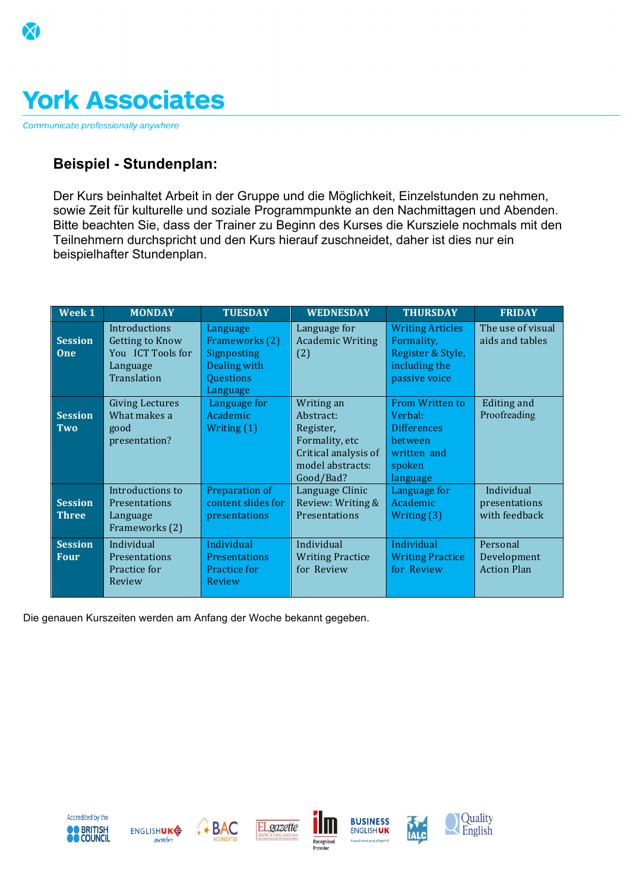# York Associates

*Communicate professionally anywhere*

## Beispiel - Stundenplan:

Der Kurs beinhaltet Arbeit in der Gruppe und die Möglichkeit, Einzelstunden zu nehmen, sowie Zeit für kulturelle und soziale Programmpunkte an den Nachmittagen und Abenden. Bitte beachten Sie, dass der Trainer zu Beginn des Kurses die Kursziele nochmals mit den Teilnehmern durchspricht und den Kurs hierauf zuschneidet, daher ist dies nur ein beispielhafter Stundenplan.

| Week 1 | MONDAY | TUESDAY | WEDNESDAY | THURSDAY | FRIDAY |
|---|---|---|---|---|---|
| **Session One** | Introductions Getting to Know You ICT Tools for Language Translation | Language Frameworks (2) Signposting Dealing with Questions Language | Language for Academic Writing (2) | Writing Articles Formality, Register & Style, including the passive voice | The use of visual aids and tables |
| **Session Two** | Giving Lectures What makes a good presentation? | Language for Academic Writing (1) | Writing an Abstract: Register, Formality, etc Critical analysis of model abstracts: Good/Bad? | From Written to Verbal: Differences between written and spoken language | Editing and Proofreading |
| **Session Three** | Introductions to Presentations Language Frameworks (2) | Preparation of content slides for presentations | Language Clinic Review: Writing & Presentations | Language for Academic Writing (3) | Individual presentations with feedback |
| **Session Four** | Individual Presentations Practice for Review | Individual Presentations Practice for Review | Individual Writing Practice for Review | Individual Writing Practice for Review | Personal Development Action Plan |

Die genauen Kurszeiten werden am Anfang der Woche bekannt gegeben.